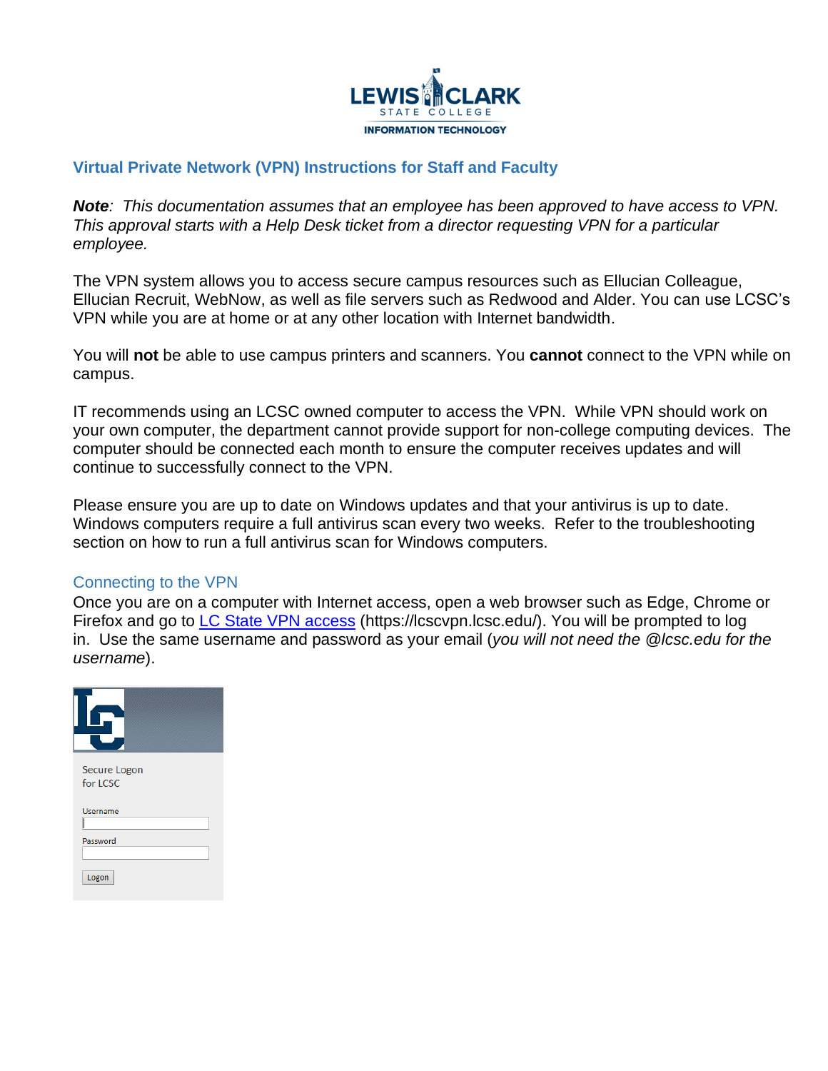LEWIS CLARK STATE COLLEGE
INFORMATION TECHNOLOGY

## Virtual Private Network (VPN) Instructions for Staff and Faculty

***Note**: This documentation assumes that an employee has been approved to have access to VPN. This approval starts with a Help Desk ticket from a director requesting VPN for a particular employee.*

The VPN system allows you to access secure campus resources such as Ellucian Colleague, Ellucian Recruit, WebNow, as well as file servers such as Redwood and Alder. You can use LCSC's VPN while you are at home or at any other location with Internet bandwidth.

You will **not** be able to use campus printers and scanners. You **cannot** connect to the VPN while on campus.

IT recommends using an LCSC owned computer to access the VPN. While VPN should work on your own computer, the department cannot provide support for non-college computing devices. The computer should be connected each month to ensure the computer receives updates and will continue to successfully connect to the VPN.

Please ensure you are up to date on Windows updates and that your antivirus is up to date. Windows computers require a full antivirus scan every two weeks. Refer to the troubleshooting section on how to run a full antivirus scan for Windows computers.

### Connecting to the VPN

Once you are on a computer with Internet access, open a web browser such as Edge, Chrome or Firefox and go to [LC State VPN access](https://lcscvpn.lcsc.edu/) (https://lcscvpn.lcsc.edu/). You will be prompted to log in. Use the same username and password as your email (*you will not need the @lcsc.edu for the username*).

Secure Logon for LCSC

Username

Password

Logon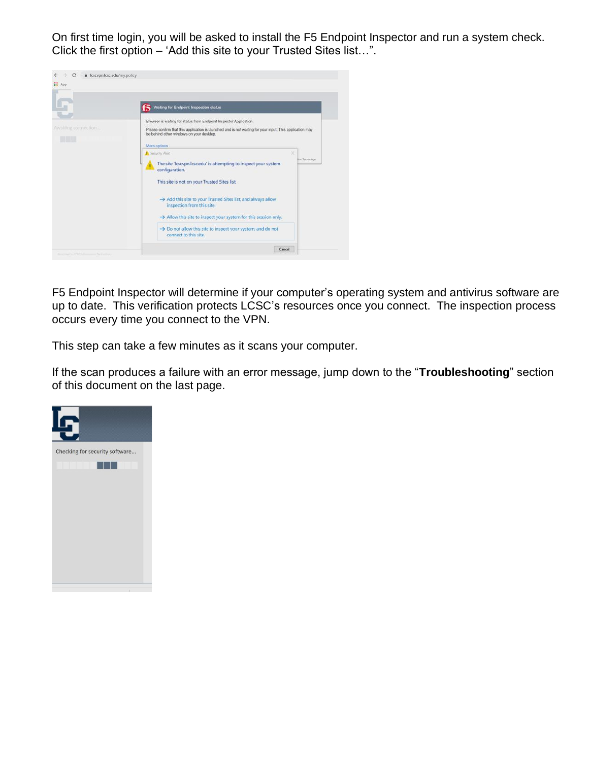On first time login, you will be asked to install the F5 Endpoint Inspector and run a system check. Click the first option – 'Add this site to your Trusted Sites list…".

F5 Endpoint Inspector will determine if your computer's operating system and antivirus software are up to date. This verification protects LCSC's resources once you connect. The inspection process occurs every time you connect to the VPN.

This step can take a few minutes as it scans your computer.

If the scan produces a failure with an error message, jump down to the "**Troubleshooting**" section of this document on the last page.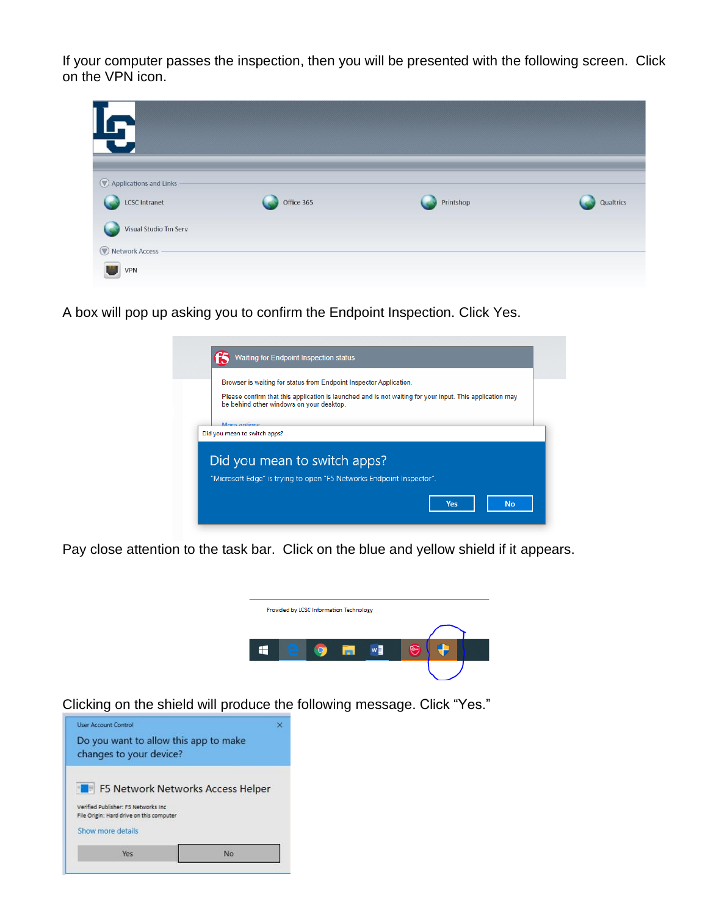If your computer passes the inspection, then you will be presented with the following screen. Click on the VPN icon.

A box will pop up asking you to confirm the Endpoint Inspection. Click Yes.

Pay close attention to the task bar. Click on the blue and yellow shield if it appears.

Clicking on the shield will produce the following message. Click "Yes."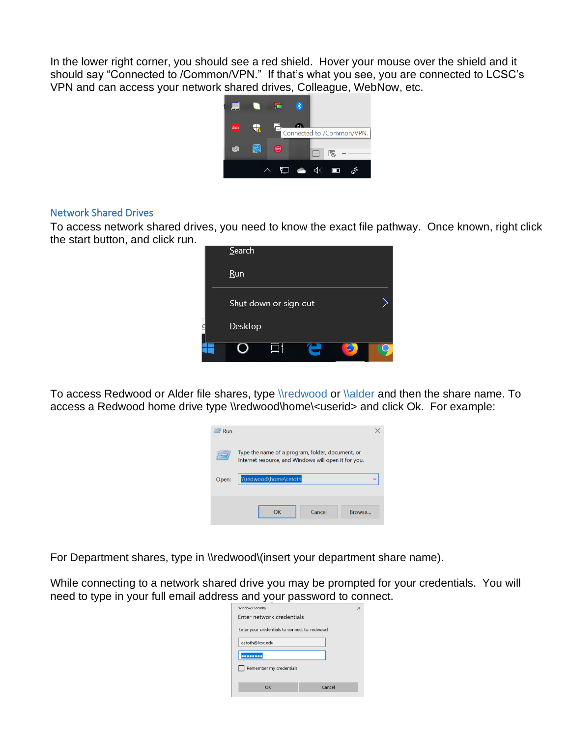In the lower right corner, you should see a red shield. Hover your mouse over the shield and it should say "Connected to /Common/VPN." If that's what you see, you are connected to LCSC's VPN and can access your network shared drives, Colleague, WebNow, etc.

## Network Shared Drives

To access network shared drives, you need to know the exact file pathway. Once known, right click the start button, and click run.

To access Redwood or Alder file shares, type \\redwood or \\alder and then the share name. To access a Redwood home drive type \\redwood\home\<userid> and click Ok. For example:

For Department shares, type in \\redwood\(insert your department share name).

While connecting to a network shared drive you may be prompted for your credentials. You will need to type in your full email address and your password to connect.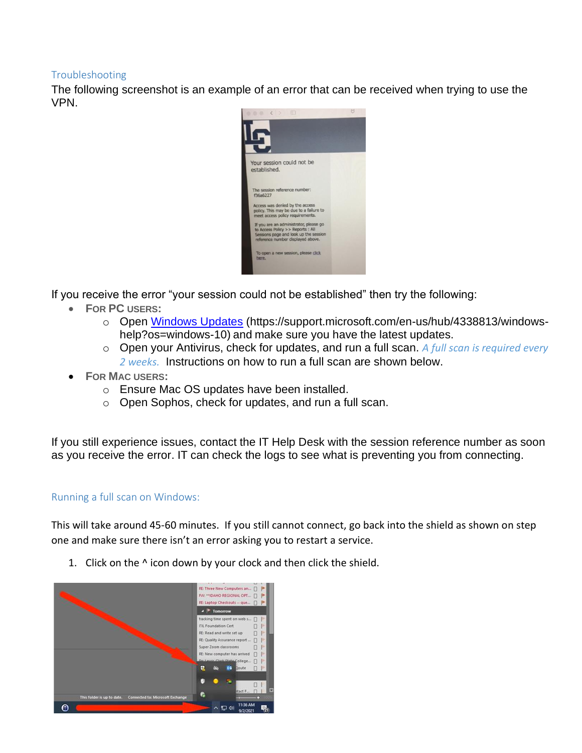## Troubleshooting

The following screenshot is an example of an error that can be received when trying to use the VPN.

If you receive the error "your session could not be established" then try the following:

- **For PC users:**
  - Open [Windows Updates](https://support.microsoft.com/en-us/hub/4338813/windows-help?os=windows-10) (https://support.microsoft.com/en-us/hub/4338813/windows-help?os=windows-10) and make sure you have the latest updates.
  - Open your Antivirus, check for updates, and run a full scan. *A full scan is required every 2 weeks.* Instructions on how to run a full scan are shown below.
- **For Mac users:**
  - Ensure Mac OS updates have been installed.
  - Open Sophos, check for updates, and run a full scan.

If you still experience issues, contact the IT Help Desk with the session reference number as soon as you receive the error. IT can check the logs to see what is preventing you from connecting.

### Running a full scan on Windows:

This will take around 45-60 minutes. If you still cannot connect, go back into the shield as shown on step one and make sure there isn't an error asking you to restart a service.

1. Click on the ^ icon down by your clock and then click the shield.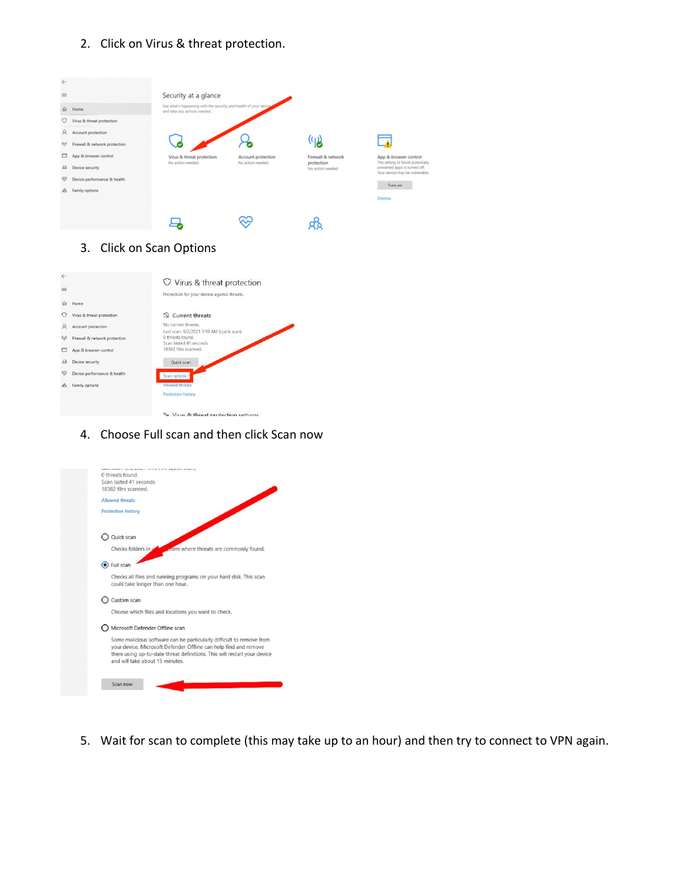2. Click on Virus & threat protection.

3. Click on Scan Options

4. Choose Full scan and then click Scan now

5. Wait for scan to complete (this may take up to an hour) and then try to connect to VPN again.